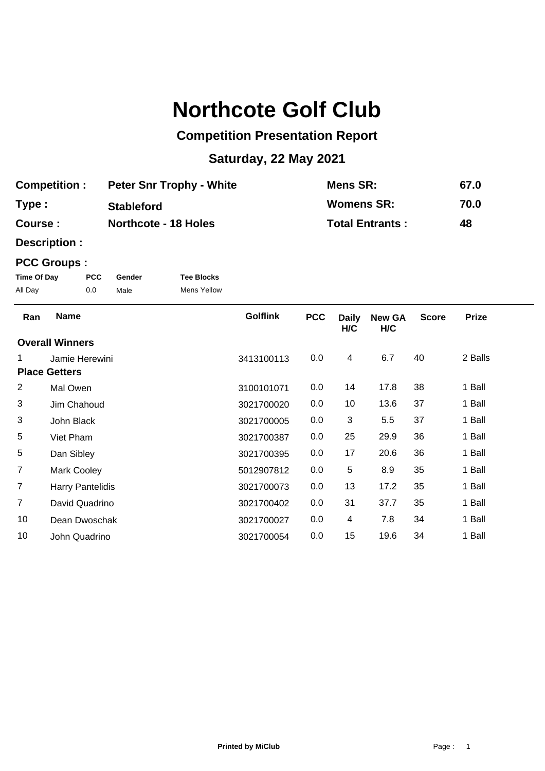# Northcote Golf Club

## Competition Presentation Report

## Saturday, 22 May 2021

| | | | |
|---|---|---|---|
| **Competition :** | **Peter Snr Trophy - White** | **Mens SR:** | **67.0** |
| **Type :** | **Stableford** | **Womens SR:** | **70.0** |
| **Course :** | **Northcote - 18 Holes** | **Total Entrants :** | **48** |
| **Description :** | | | |

**PCC Groups :**

| Time Of Day | PCC | Gender | Tee Blocks |
|---|---|---|---|
| All Day | 0.0 | Male | Mens Yellow |

| Ran | Name | Golflink | PCC | Daily H/C | New GA H/C | Score | Prize |
|---|---|---|---|---|---|---|---|
| **Overall Winners** | | | | | | | |
| 1 | Jamie Herewini | 3413100113 | 0.0 | 4 | 6.7 | 40 | 2 Balls |
| **Place Getters** | | | | | | | |
| 2 | Mal Owen | 3100101071 | 0.0 | 14 | 17.8 | 38 | 1 Ball |
| 3 | Jim Chahoud | 3021700020 | 0.0 | 10 | 13.6 | 37 | 1 Ball |
| 3 | John Black | 3021700005 | 0.0 | 3 | 5.5 | 37 | 1 Ball |
| 5 | Viet Pham | 3021700387 | 0.0 | 25 | 29.9 | 36 | 1 Ball |
| 5 | Dan Sibley | 3021700395 | 0.0 | 17 | 20.6 | 36 | 1 Ball |
| 7 | Mark Cooley | 5012907812 | 0.0 | 5 | 8.9 | 35 | 1 Ball |
| 7 | Harry Pantelidis | 3021700073 | 0.0 | 13 | 17.2 | 35 | 1 Ball |
| 7 | David Quadrino | 3021700402 | 0.0 | 31 | 37.7 | 35 | 1 Ball |
| 10 | Dean Dwoschak | 3021700027 | 0.0 | 4 | 7.8 | 34 | 1 Ball |
| 10 | John Quadrino | 3021700054 | 0.0 | 15 | 19.6 | 34 | 1 Ball |

**Printed by MiClub**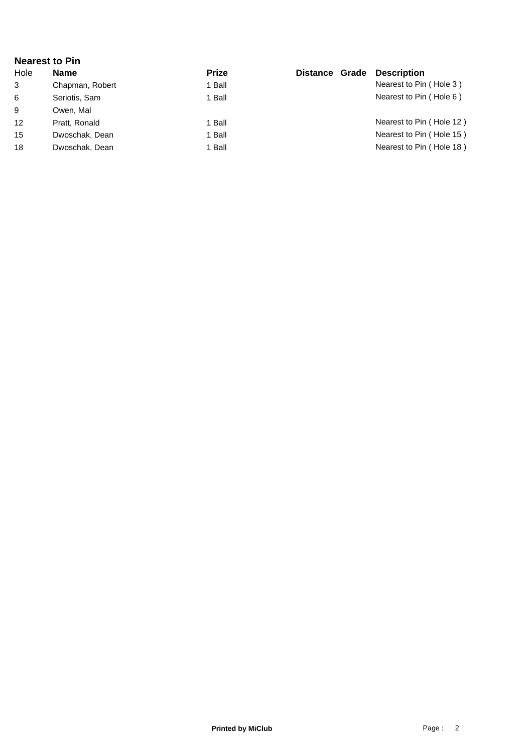## Nearest to Pin

| Hole | Name | Prize | Distance | Grade | Description |
|---|---|---|---|---|---|
| 3 | Chapman, Robert | 1 Ball | | | Nearest to Pin ( Hole 3 ) |
| 6 | Seriotis, Sam | 1 Ball | | | Nearest to Pin ( Hole 6 ) |
| 9 | Owen, Mal | | | | |
| 12 | Pratt, Ronald | 1 Ball | | | Nearest to Pin ( Hole 12 ) |
| 15 | Dwoschak, Dean | 1 Ball | | | Nearest to Pin ( Hole 15 ) |
| 18 | Dwoschak, Dean | 1 Ball | | | Nearest to Pin ( Hole 18 ) |

**Printed by MiClub**